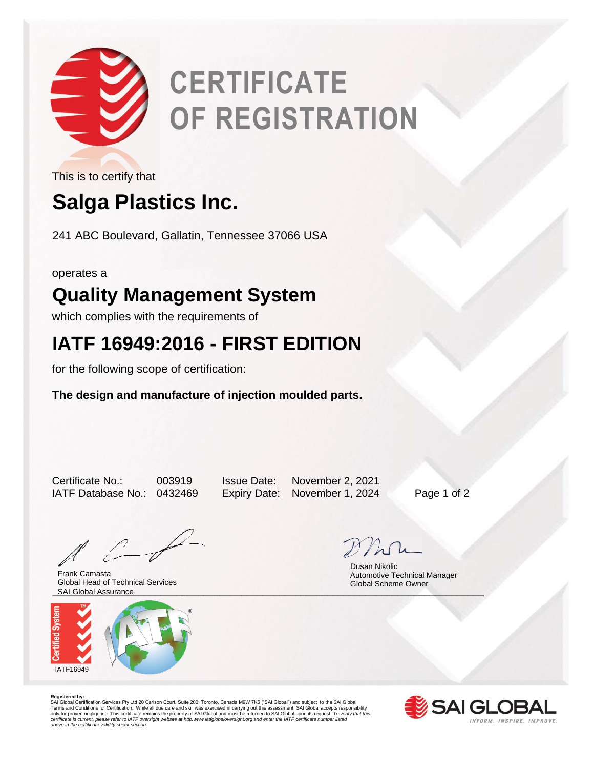# CERTIFICATE OF REGISTRATION

This is to certify that

## Salga Plastics Inc.

241 ABC Boulevard, Gallatin, Tennessee 37066 USA

operates a

## Quality Management System

which complies with the requirements of

## IATF 16949:2016 - FIRST EDITION

for the following scope of certification:

**The design and manufacture of injection moulded parts.**

| | | | |
|---|---|---|---|
| Certificate No.: | 003919 | Issue Date: | November 2, 2021 |
| IATF Database No.: | 0432469 | Expiry Date: | November 1, 2024 |

Frank Camasta
Global Head of Technical Services
SAI Global Assurance

Dusan Nikolic
Automotive Technical Manager
Global Scheme Owner

IATF16949

**Registered by:**
SAI Global Certification Services Pty Ltd 20 Carlson Court, Suite 200; Toronto, Canada M9W 7K6 ("SAI Global") and subject to the SAI Global Terms and Conditions for Certification. While all due care and skill was exercised in carrying out this assessment, SAI Global accepts responsibility only for proven negligence. This certificate remains the property of SAI Global and must be returned to SAI Global upon its request. *To verify that this certificate is current, please refer to IATF oversight website at http:www.iatfglobaloversight.org and enter the IATF certificate number listed above in the certificate validity check section.*

SAI GLOBAL
INFORM. INSPIRE. IMPROVE.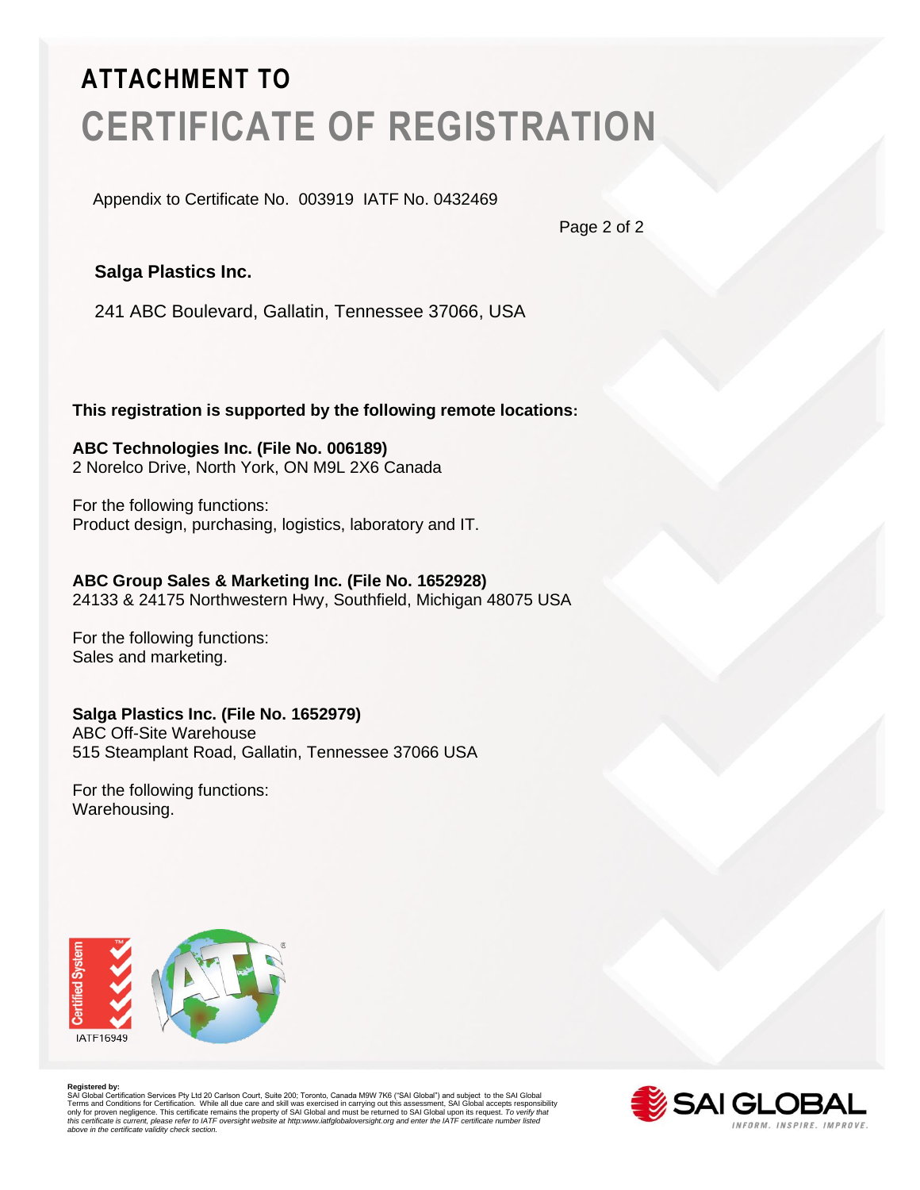# ATTACHMENT TO

# CERTIFICATE OF REGISTRATION

Appendix to Certificate No. 003919 IATF No. 0432469

**Salga Plastics Inc.**

241 ABC Boulevard, Gallatin, Tennessee 37066, USA

**This registration is supported by the following remote locations:**

**ABC Technologies Inc. (File No. 006189)**
2 Norelco Drive, North York, ON M9L 2X6 Canada

For the following functions:
Product design, purchasing, logistics, laboratory and IT.

**ABC Group Sales & Marketing Inc. (File No. 1652928)**
24133 & 24175 Northwestern Hwy, Southfield, Michigan 48075 USA

For the following functions:
Sales and marketing.

**Salga Plastics Inc. (File No. 1652979)**
ABC Off-Site Warehouse
515 Steamplant Road, Gallatin, Tennessee 37066 USA

For the following functions:
Warehousing.

Certified System
IATF16949

**Registered by:**
SAI Global Certification Services Pty Ltd 20 Carlson Court, Suite 200; Toronto, Canada M9W 7K6 ("SAI Global") and subject to the SAI Global Terms and Conditions for Certification. While all due care and skill was exercised in carrying out this assessment, SAI Global accepts responsibility only for proven negligence. This certificate remains the property of SAI Global and must be returned to SAI Global upon its request. *To verify that this certificate is current, please refer to IATF oversight website at http:www.iatfglobaloversight.org and enter the IATF certificate number listed above in the certificate validity check section.*

SAI GLOBAL
INFORM. INSPIRE. IMPROVE.